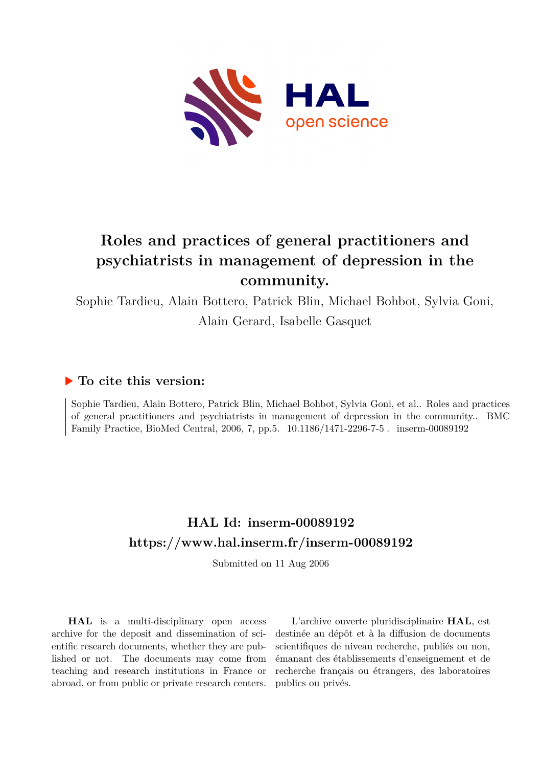# Roles and practices of general practitioners and psychiatrists in management of depression in the community.

Sophie Tardieu, Alain Bottero, Patrick Blin, Michael Bohbot, Sylvia Goni, Alain Gerard, Isabelle Gasquet

## ▶ To cite this version:

Sophie Tardieu, Alain Bottero, Patrick Blin, Michael Bohbot, Sylvia Goni, et al.. Roles and practices of general practitioners and psychiatrists in management of depression in the community.. BMC Family Practice, BioMed Central, 2006, 7, pp.5. 10.1186/1471-2296-7-5 . inserm-00089192

## HAL Id: inserm-00089192
## https://www.hal.inserm.fr/inserm-00089192

Submitted on 11 Aug 2006

**HAL** is a multi-disciplinary open access archive for the deposit and dissemination of scientific research documents, whether they are published or not. The documents may come from teaching and research institutions in France or abroad, or from public or private research centers.

L'archive ouverte pluridisciplinaire **HAL**, est destinée au dépôt et à la diffusion de documents scientifiques de niveau recherche, publiés ou non, émanant des établissements d'enseignement et de recherche français ou étrangers, des laboratoires publics ou privés.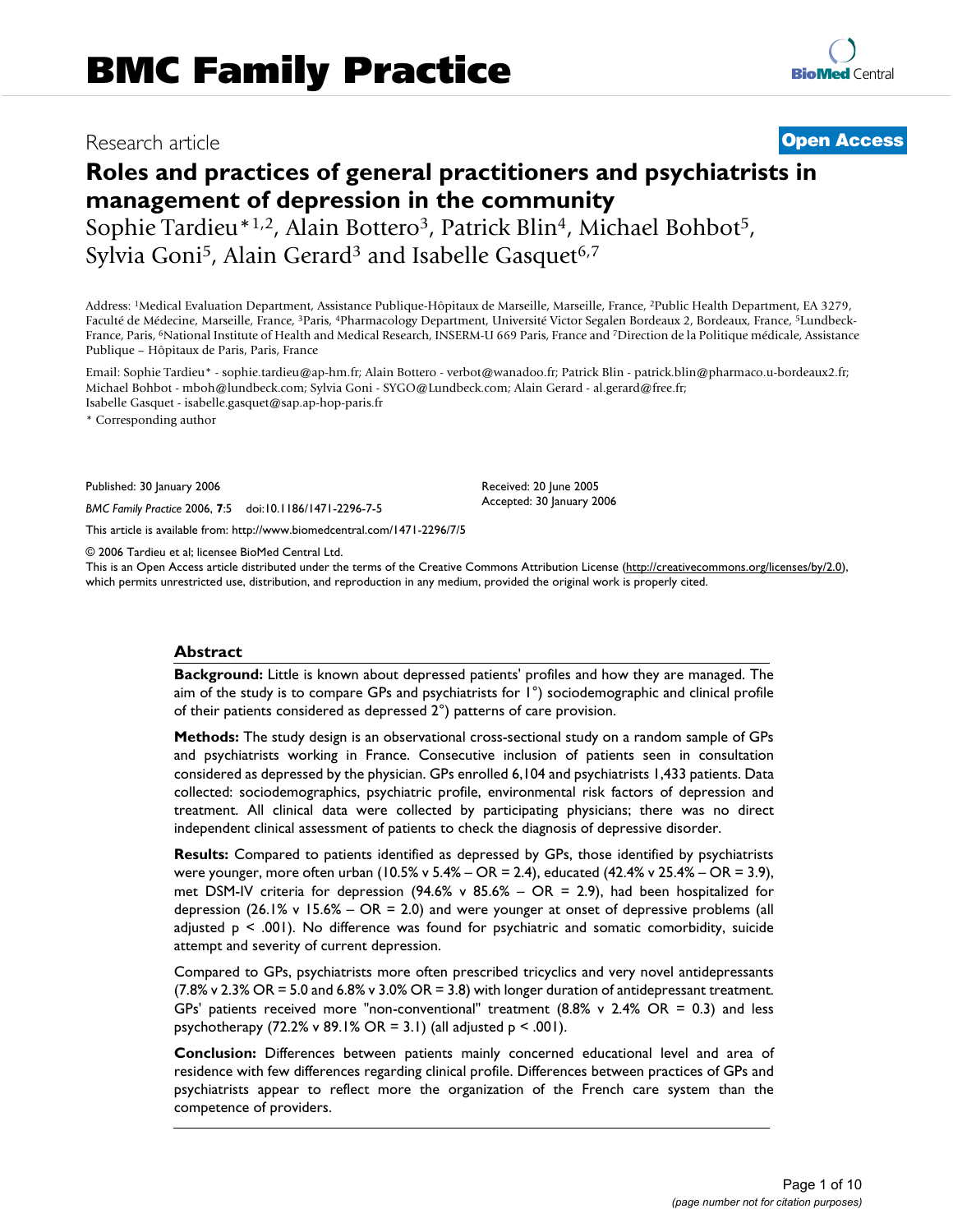# Roles and practices of general practitioners and psychiatrists in management of depression in the community

Sophie Tardieu*[1,2], Alain Bottero[3], Patrick Blin[4], Michael Bohbot[5], Sylvia Goni[5], Alain Gerard[3] and Isabelle Gasquet[6,7]

Address: [1]Medical Evaluation Department, Assistance Publique-Hôpitaux de Marseille, Marseille, France, [2]Public Health Department, EA 3279, Faculté de Médecine, Marseille, France, [3]Paris, [4]Pharmacology Department, Université Victor Segalen Bordeaux 2, Bordeaux, France, [5]Lundbeck-France, Paris, [6]National Institute of Health and Medical Research, INSERM-U 669 Paris, France and [7]Direction de la Politique médicale, Assistance Publique – Hôpitaux de Paris, Paris, France

Email: Sophie Tardieu* - sophie.tardieu@ap-hm.fr; Alain Bottero - verbot@wanadoo.fr; Patrick Blin - patrick.blin@pharmaco.u-bordeaux2.fr; Michael Bohbot - mboh@lundbeck.com; Sylvia Goni - SYGO@Lundbeck.com; Alain Gerard - al.gerard@free.fr; Isabelle Gasquet - isabelle.gasquet@sap.ap-hop-paris.fr

* Corresponding author

Published: 30 January 2006

*BMC Family Practice* 2006, **7**:5 doi:10.1186/1471-2296-7-5

Received: 20 June 2005
Accepted: 30 January 2006

This article is available from: http://www.biomedcentral.com/1471-2296/7/5

© 2006 Tardieu et al; licensee BioMed Central Ltd.
This is an Open Access article distributed under the terms of the Creative Commons Attribution License (http://creativecommons.org/licenses/by/2.0), which permits unrestricted use, distribution, and reproduction in any medium, provided the original work is properly cited.

## Abstract

**Background:** Little is known about depressed patients' profiles and how they are managed. The aim of the study is to compare GPs and psychiatrists for 1°) sociodemographic and clinical profile of their patients considered as depressed 2°) patterns of care provision.

**Methods:** The study design is an observational cross-sectional study on a random sample of GPs and psychiatrists working in France. Consecutive inclusion of patients seen in consultation considered as depressed by the physician. GPs enrolled 6,104 and psychiatrists 1,433 patients. Data collected: sociodemographics, psychiatric profile, environmental risk factors of depression and treatment. All clinical data were collected by participating physicians; there was no direct independent clinical assessment of patients to check the diagnosis of depressive disorder.

**Results:** Compared to patients identified as depressed by GPs, those identified by psychiatrists were younger, more often urban (10.5% v 5.4% – OR = 2.4), educated (42.4% v 25.4% – OR = 3.9), met DSM-IV criteria for depression (94.6% v 85.6% – OR = 2.9), had been hospitalized for depression (26.1% v 15.6% – OR = 2.0) and were younger at onset of depressive problems (all adjusted $p < .001$). No difference was found for psychiatric and somatic comorbidity, suicide attempt and severity of current depression.

Compared to GPs, psychiatrists more often prescribed tricyclics and very novel antidepressants (7.8% v 2.3% OR = 5.0 and 6.8% v 3.0% OR = 3.8) with longer duration of antidepressant treatment. GPs' patients received more "non-conventional" treatment (8.8% v 2.4% OR = 0.3) and less psychotherapy (72.2% v 89.1% OR = 3.1) (all adjusted $p < .001$).

**Conclusion:** Differences between patients mainly concerned educational level and area of residence with few differences regarding clinical profile. Differences between practices of GPs and psychiatrists appear to reflect more the organization of the French care system than the competence of providers.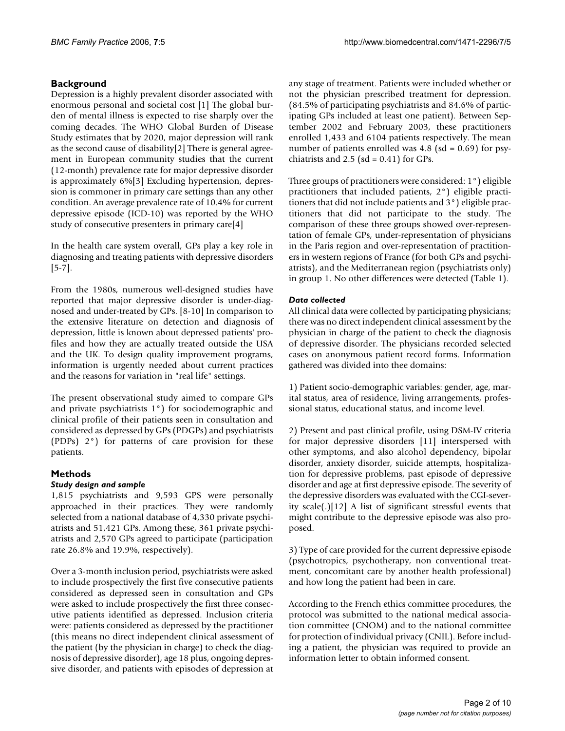## Background

Depression is a highly prevalent disorder associated with enormous personal and societal cost [1] The global burden of mental illness is expected to rise sharply over the coming decades. The WHO Global Burden of Disease Study estimates that by 2020, major depression will rank as the second cause of disability[2] There is general agreement in European community studies that the current (12-month) prevalence rate for major depressive disorder is approximately 6%[3] Excluding hypertension, depression is commoner in primary care settings than any other condition. An average prevalence rate of 10.4% for current depressive episode (ICD-10) was reported by the WHO study of consecutive presenters in primary care[4]

In the health care system overall, GPs play a key role in diagnosing and treating patients with depressive disorders [5-7].

From the 1980s, numerous well-designed studies have reported that major depressive disorder is under-diagnosed and under-treated by GPs. [8-10] In comparison to the extensive literature on detection and diagnosis of depression, little is known about depressed patients' profiles and how they are actually treated outside the USA and the UK. To design quality improvement programs, information is urgently needed about current practices and the reasons for variation in "real life" settings.

The present observational study aimed to compare GPs and private psychiatrists 1°) for sociodemographic and clinical profile of their patients seen in consultation and considered as depressed by GPs (PDGPs) and psychiatrists (PDPs) 2°) for patterns of care provision for these patients.

## Methods

### *Study design and sample*

1,815 psychiatrists and 9,593 GPS were personally approached in their practices. They were randomly selected from a national database of 4,330 private psychiatrists and 51,421 GPs. Among these, 361 private psychiatrists and 2,570 GPs agreed to participate (participation rate 26.8% and 19.9%, respectively).

Over a 3-month inclusion period, psychiatrists were asked to include prospectively the first five consecutive patients considered as depressed seen in consultation and GPs were asked to include prospectively the first three consecutive patients identified as depressed. Inclusion criteria were: patients considered as depressed by the practitioner (this means no direct independent clinical assessment of the patient (by the physician in charge) to check the diagnosis of depressive disorder), age 18 plus, ongoing depressive disorder, and patients with episodes of depression at any stage of treatment. Patients were included whether or not the physician prescribed treatment for depression. (84.5% of participating psychiatrists and 84.6% of participating GPs included at least one patient). Between September 2002 and February 2003, these practitioners enrolled 1,433 and 6104 patients respectively. The mean number of patients enrolled was 4.8 (sd = 0.69) for psychiatrists and 2.5 (sd = 0.41) for GPs.

Three groups of practitioners were considered: 1°) eligible practitioners that included patients, 2°) eligible practitioners that did not include patients and 3°) eligible practitioners that did not participate to the study. The comparison of these three groups showed over-representation of female GPs, under-representation of physicians in the Paris region and over-representation of practitioners in western regions of France (for both GPs and psychiatrists), and the Mediterranean region (psychiatrists only) in group 1. No other differences were detected (Table 1).

### *Data collected*

All clinical data were collected by participating physicians; there was no direct independent clinical assessment by the physician in charge of the patient to check the diagnosis of depressive disorder. The physicians recorded selected cases on anonymous patient record forms. Information gathered was divided into thee domains:

1) Patient socio-demographic variables: gender, age, marital status, area of residence, living arrangements, professional status, educational status, and income level.

2) Present and past clinical profile, using DSM-IV criteria for major depressive disorders [11] interspersed with other symptoms, and also alcohol dependency, bipolar disorder, anxiety disorder, suicide attempts, hospitalization for depressive problems, past episode of depressive disorder and age at first depressive episode. The severity of the depressive disorders was evaluated with the CGI-severity scale(.)[12] A list of significant stressful events that might contribute to the depressive episode was also proposed.

3) Type of care provided for the current depressive episode (psychotropics, psychotherapy, non conventional treatment, concomitant care by another health professional) and how long the patient had been in care.

According to the French ethics committee procedures, the protocol was submitted to the national medical association committee (CNOM) and to the national committee for protection of individual privacy (CNIL). Before including a patient, the physician was required to provide an information letter to obtain informed consent.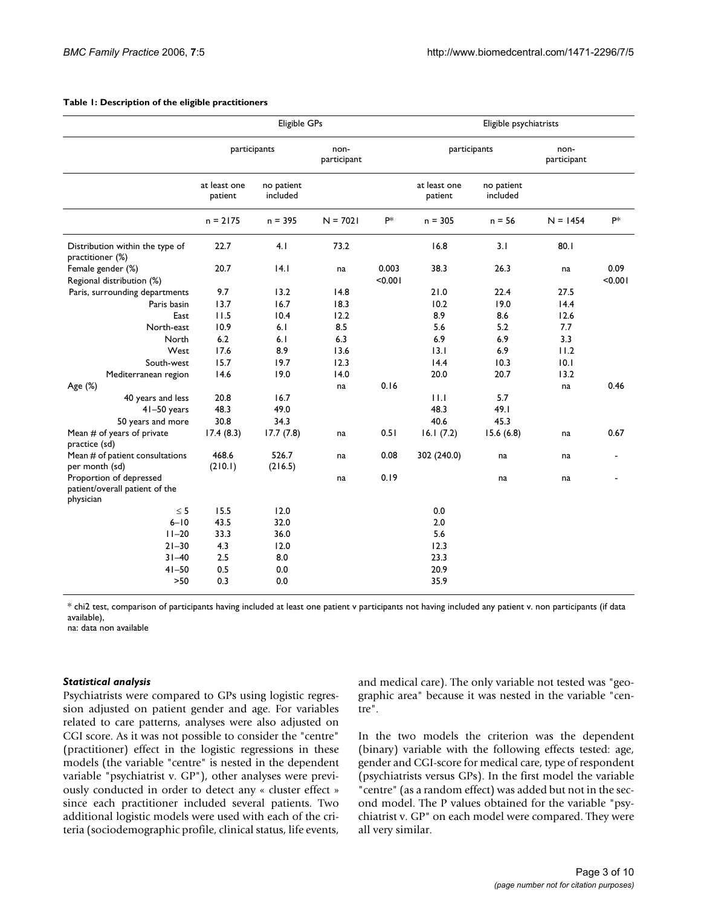**Table 1: Description of the eligible practitioners**

| | Eligible GPs | | | | Eligible psychiatrists | | | |
|---|---|---|---|---|---|---|---|---|
| | participants | | non-participant | | participants | | non-participant | |
| | at least one patient | no patient included | | | at least one patient | no patient included | | |
| | n = 2175 | n = 395 | N = 7021 | P* | n = 305 | n = 56 | N = 1454 | P* |
| Distribution within the type of practitioner (%) | 22.7 | 4.1 | 73.2 | | 16.8 | 3.1 | 80.1 | |
| Female gender (%) | 20.7 | 14.1 | na | 0.003 | 38.3 | 26.3 | na | 0.09 |
| Regional distribution (%) | | | | <0.001 | | | | <0.001 |
| Paris, surrounding departments | 9.7 | 13.2 | 14.8 | | 21.0 | 22.4 | 27.5 | |
| Paris basin | 13.7 | 16.7 | 18.3 | | 10.2 | 19.0 | 14.4 | |
| East | 11.5 | 10.4 | 12.2 | | 8.9 | 8.6 | 12.6 | |
| North-east | 10.9 | 6.1 | 8.5 | | 5.6 | 5.2 | 7.7 | |
| North | 6.2 | 6.1 | 6.3 | | 6.9 | 6.9 | 3.3 | |
| West | 17.6 | 8.9 | 13.6 | | 13.1 | 6.9 | 11.2 | |
| South-west | 15.7 | 19.7 | 12.3 | | 14.4 | 10.3 | 10.1 | |
| Mediterranean region | 14.6 | 19.0 | 14.0 | | 20.0 | 20.7 | 13.2 | |
| Age (%) | | | na | 0.16 | | | na | 0.46 |
| 40 years and less | 20.8 | 16.7 | | | 11.1 | 5.7 | | |
| 41–50 years | 48.3 | 49.0 | | | 48.3 | 49.1 | | |
| 50 years and more | 30.8 | 34.3 | | | 40.6 | 45.3 | | |
| Mean # of years of private practice (sd) | 17.4 (8.3) | 17.7 (7.8) | na | 0.51 | 16.1 (7.2) | 15.6 (6.8) | na | 0.67 |
| Mean # of patient consultations per month (sd) | 468.6 (210.1) | 526.7 (216.5) | na | 0.08 | 302 (240.0) | na | na | - |
| Proportion of depressed patient/overall patient of the physician | | | na | 0.19 | | na | na | - |
| ≤ 5 | 15.5 | 12.0 | | | 0.0 | | | |
| 6–10 | 43.5 | 32.0 | | | 2.0 | | | |
| 11–20 | 33.3 | 36.0 | | | 5.6 | | | |
| 21–30 | 4.3 | 12.0 | | | 12.3 | | | |
| 31–40 | 2.5 | 8.0 | | | 23.3 | | | |
| 41–50 | 0.5 | 0.0 | | | 20.9 | | | |
| >50 | 0.3 | 0.0 | | | 35.9 | | | |

* chi2 test, comparison of participants having included at least one patient v participants not having included any patient v. non participants (if data available),
na: data non available

### *Statistical analysis*

Psychiatrists were compared to GPs using logistic regression adjusted on patient gender and age. For variables related to care patterns, analyses were also adjusted on CGI score. As it was not possible to consider the "centre" (practitioner) effect in the logistic regressions in these models (the variable "centre" is nested in the dependent variable "psychiatrist v. GP"), other analyses were previously conducted in order to detect any « cluster effect » since each practitioner included several patients. Two additional logistic models were used with each of the criteria (sociodemographic profile, clinical status, life events, and medical care). The only variable not tested was "geographic area" because it was nested in the variable "centre".

In the two models the criterion was the dependent (binary) variable with the following effects tested: age, gender and CGI-score for medical care, type of respondent (psychiatrists versus GPs). In the first model the variable "centre" (as a random effect) was added but not in the second model. The P values obtained for the variable "psychiatrist v. GP" on each model were compared. They were all very similar.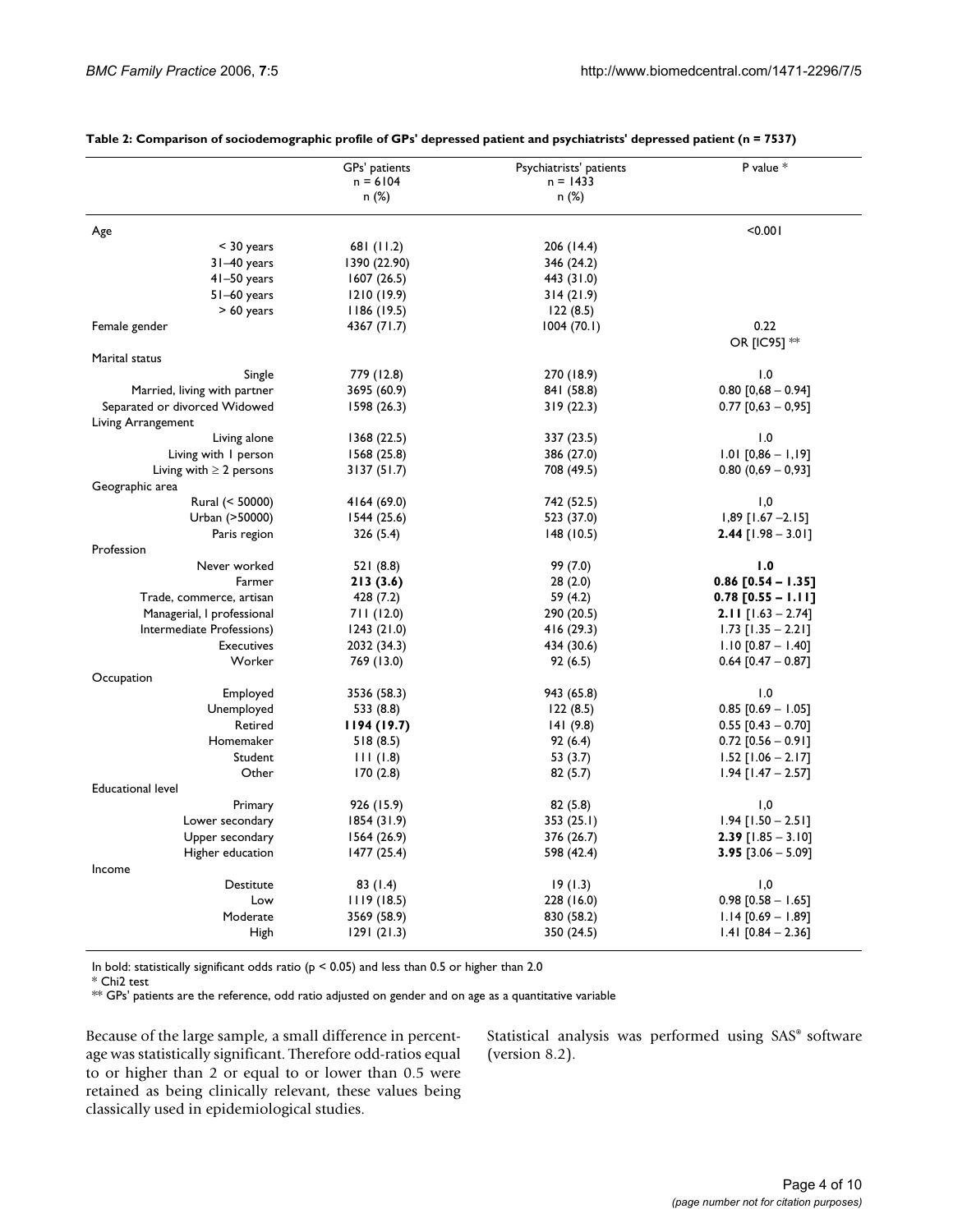**Table 2: Comparison of sociodemographic profile of GPs' depressed patient and psychiatrists' depressed patient (n = 7537)**

| | GPs' patients n = 6104 n (%) | Psychiatrists' patients n = 1433 n (%) | P value * |
|---|---|---|---|
| Age | | | <0.001 |
| < 30 years | 681 (11.2) | 206 (14.4) | |
| 31–40 years | 1390 (22.90) | 346 (24.2) | |
| 41–50 years | 1607 (26.5) | 443 (31.0) | |
| 51–60 years | 1210 (19.9) | 314 (21.9) | |
| > 60 years | 1186 (19.5) | 122 (8.5) | |
| Female gender | 4367 (71.7) | 1004 (70.1) | 0.22 |
| | | | OR [IC95] ** |
| Marital status | | | |
| Single | 779 (12.8) | 270 (18.9) | 1.0 |
| Married, living with partner | 3695 (60.9) | 841 (58.8) | 0.80 [0,68 – 0.94] |
| Separated or divorced Widowed | 1598 (26.3) | 319 (22.3) | 0.77 [0,63 – 0,95] |
| Living Arrangement | | | |
| Living alone | 1368 (22.5) | 337 (23.5) | 1.0 |
| Living with 1 person | 1568 (25.8) | 386 (27.0) | 1.01 [0,86 – 1,19] |
| Living with ≥ 2 persons | 3137 (51.7) | 708 (49.5) | 0.80 (0,69 – 0,93] |
| Geographic area | | | |
| Rural (< 50000) | 4164 (69.0) | 742 (52.5) | 1,0 |
| Urban (>50000) | 1544 (25.6) | 523 (37.0) | 1,89 [1.67 –2.15] |
| Paris region | 326 (5.4) | 148 (10.5) | **2.44** [1.98 – 3.01] |
| Profession | | | |
| Never worked | 521 (8.8) | 99 (7.0) | **1.0** |
| Farmer | **213 (3.6)** | 28 (2.0) | **0.86 [0.54 – 1.35]** |
| Trade, commerce, artisan | 428 (7.2) | 59 (4.2) | **0.78 [0.55 – 1.11]** |
| Managerial, l professional | 711 (12.0) | 290 (20.5) | **2.11** [1.63 – 2.74] |
| Intermediate Professions) | 1243 (21.0) | 416 (29.3) | 1.73 [1.35 – 2.21] |
| Executives | 2032 (34.3) | 434 (30.6) | 1.10 [0.87 – 1.40] |
| Worker | 769 (13.0) | 92 (6.5) | 0.64 [0.47 – 0.87] |
| Occupation | | | |
| Employed | 3536 (58.3) | 943 (65.8) | 1.0 |
| Unemployed | 533 (8.8) | 122 (8.5) | 0.85 [0.69 – 1.05] |
| Retired | **1194 (19.7)** | 141 (9.8) | 0.55 [0.43 – 0.70] |
| Homemaker | 518 (8.5) | 92 (6.4) | 0.72 [0.56 – 0.91] |
| Student | 111 (1.8) | 53 (3.7) | 1.52 [1.06 – 2.17] |
| Other | 170 (2.8) | 82 (5.7) | 1.94 [1.47 – 2.57] |
| Educational level | | | |
| Primary | 926 (15.9) | 82 (5.8) | 1,0 |
| Lower secondary | 1854 (31.9) | 353 (25.1) | 1.94 [1.50 – 2.51] |
| Upper secondary | 1564 (26.9) | 376 (26.7) | **2.39** [1.85 – 3.10] |
| Higher education | 1477 (25.4) | 598 (42.4) | **3.95** [3.06 – 5.09] |
| Income | | | |
| Destitute | 83 (1.4) | 19 (1.3) | 1,0 |
| Low | 1119 (18.5) | 228 (16.0) | 0.98 [0.58 – 1.65] |
| Moderate | 3569 (58.9) | 830 (58.2) | 1.14 [0.69 – 1.89] |
| High | 1291 (21.3) | 350 (24.5) | 1.41 [0.84 – 2.36] |

In bold: statistically significant odds ratio ($p < 0.05$) and less than 0.5 or higher than 2.0

\* Chi2 test

** GPs' patients are the reference, odd ratio adjusted on gender and on age as a quantitative variable

Because of the large sample, a small difference in percentage was statistically significant. Therefore odd-ratios equal to or higher than 2 or equal to or lower than 0.5 were retained as being clinically relevant, these values being classically used in epidemiological studies.

Statistical analysis was performed using SAS® software (version 8.2).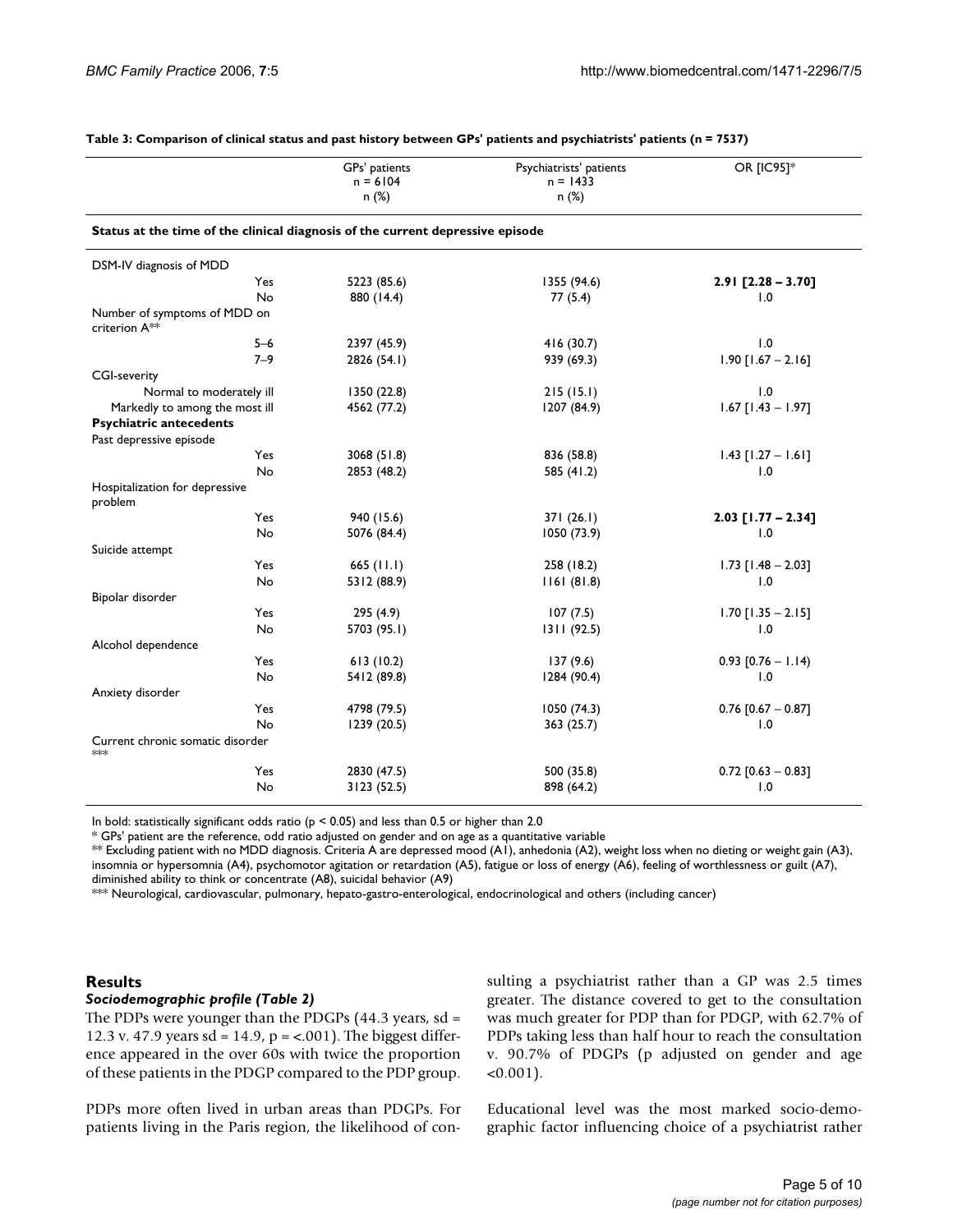**Table 3: Comparison of clinical status and past history between GPs' patients and psychiatrists' patients (n = 7537)**

| | GPs' patients n = 6104 n (%) | Psychiatrists' patients n = 1433 n (%) | OR [IC95]* |
|---|---|---|---|
| **Status at the time of the clinical diagnosis of the current depressive episode** | | | |
| DSM-IV diagnosis of MDD | | | |
| Yes | 5223 (85.6) | 1355 (94.6) | **2.91 [2.28 – 3.70]** |
| No | 880 (14.4) | 77 (5.4) | 1.0 |
| Number of symptoms of MDD on criterion A** | | | |
| 5–6 | 2397 (45.9) | 416 (30.7) | 1.0 |
| 7–9 | 2826 (54.1) | 939 (69.3) | 1.90 [1.67 – 2.16] |
| CGI-severity | | | |
| Normal to moderately ill | 1350 (22.8) | 215 (15.1) | 1.0 |
| Markedly to among the most ill | 4562 (77.2) | 1207 (84.9) | 1.67 [1.43 – 1.97] |
| **Psychiatric antecedents** | | | |
| Past depressive episode | | | |
| Yes | 3068 (51.8) | 836 (58.8) | 1.43 [1.27 – 1.61] |
| No | 2853 (48.2) | 585 (41.2) | 1.0 |
| Hospitalization for depressive problem | | | |
| Yes | 940 (15.6) | 371 (26.1) | **2.03 [1.77 – 2.34]** |
| No | 5076 (84.4) | 1050 (73.9) | 1.0 |
| Suicide attempt | | | |
| Yes | 665 (11.1) | 258 (18.2) | 1.73 [1.48 – 2.03] |
| No | 5312 (88.9) | 1161 (81.8) | 1.0 |
| Bipolar disorder | | | |
| Yes | 295 (4.9) | 107 (7.5) | 1.70 [1.35 – 2.15] |
| No | 5703 (95.1) | 1311 (92.5) | 1.0 |
| Alcohol dependence | | | |
| Yes | 613 (10.2) | 137 (9.6) | 0.93 [0.76 – 1.14) |
| No | 5412 (89.8) | 1284 (90.4) | 1.0 |
| Anxiety disorder | | | |
| Yes | 4798 (79.5) | 1050 (74.3) | 0.76 [0.67 – 0.87] |
| No | 1239 (20.5) | 363 (25.7) | 1.0 |
| Current chronic somatic disorder *** | | | |
| Yes | 2830 (47.5) | 500 (35.8) | 0.72 [0.63 – 0.83] |
| No | 3123 (52.5) | 898 (64.2) | 1.0 |

In bold: statistically significant odds ratio ($p < 0.05$) and less than 0.5 or higher than 2.0

* GPs' patient are the reference, odd ratio adjusted on gender and on age as a quantitative variable

** Excluding patient with no MDD diagnosis. Criteria A are depressed mood (A1), anhedonia (A2), weight loss when no dieting or weight gain (A3), insomnia or hypersomnia (A4), psychomotor agitation or retardation (A5), fatigue or loss of energy (A6), feeling of worthlessness or guilt (A7), diminished ability to think or concentrate (A8), suicidal behavior (A9)

*** Neurological, cardiovascular, pulmonary, hepato-gastro-enterological, endocrinological and others (including cancer)

## Results

### *Sociodemographic profile (Table 2)*

The PDPs were younger than the PDGPs (44.3 years, sd = 12.3 v. 47.9 years sd = 14.9, p = <.001). The biggest difference appeared in the over 60s with twice the proportion of these patients in the PDGP compared to the PDP group.

PDPs more often lived in urban areas than PDGPs. For patients living in the Paris region, the likelihood of consulting a psychiatrist rather than a GP was 2.5 times greater. The distance covered to get to the consultation was much greater for PDP than for PDGP, with 62.7% of PDPs taking less than half hour to reach the consultation v. 90.7% of PDGPs (p adjusted on gender and age <0.001).

Educational level was the most marked socio-demographic factor influencing choice of a psychiatrist rather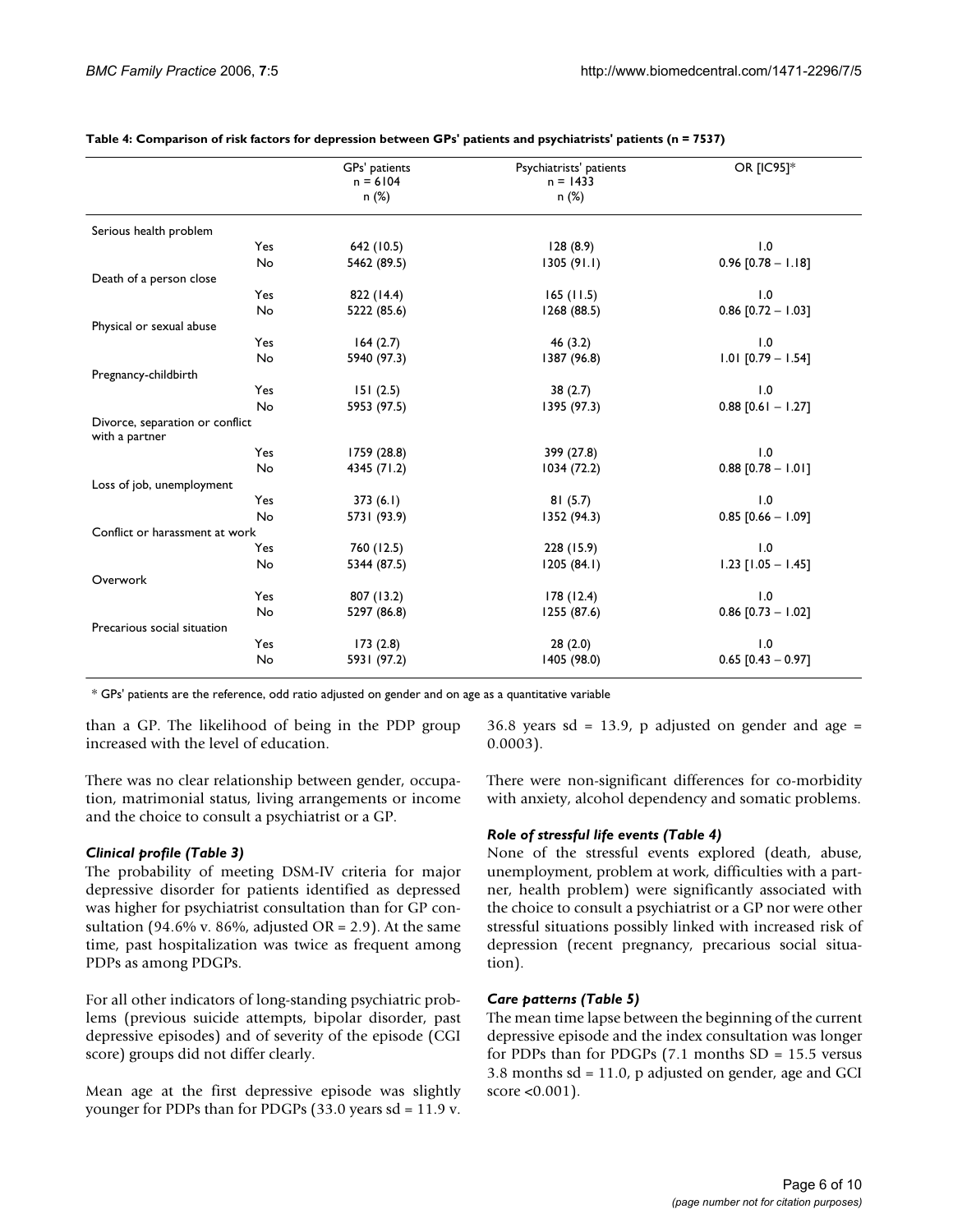**Table 4: Comparison of risk factors for depression between GPs' patients and psychiatrists' patients (n = 7537)**

| | | GPs' patients n = 6104 n (%) | Psychiatrists' patients n = 1433 n (%) | OR [IC95]* |
|---|---|---|---|---|
| Serious health problem | | | | |
| | Yes | 642 (10.5) | 128 (8.9) | 1.0 |
| | No | 5462 (89.5) | 1305 (91.1) | 0.96 [0.78 – 1.18] |
| Death of a person close | | | | |
| | Yes | 822 (14.4) | 165 (11.5) | 1.0 |
| | No | 5222 (85.6) | 1268 (88.5) | 0.86 [0.72 – 1.03] |
| Physical or sexual abuse | | | | |
| | Yes | 164 (2.7) | 46 (3.2) | 1.0 |
| | No | 5940 (97.3) | 1387 (96.8) | 1.01 [0.79 – 1.54] |
| Pregnancy-childbirth | | | | |
| | Yes | 151 (2.5) | 38 (2.7) | 1.0 |
| | No | 5953 (97.5) | 1395 (97.3) | 0.88 [0.61 – 1.27] |
| Divorce, separation or conflict with a partner | | | | |
| | Yes | 1759 (28.8) | 399 (27.8) | 1.0 |
| | No | 4345 (71.2) | 1034 (72.2) | 0.88 [0.78 – 1.01] |
| Loss of job, unemployment | | | | |
| | Yes | 373 (6.1) | 81 (5.7) | 1.0 |
| | No | 5731 (93.9) | 1352 (94.3) | 0.85 [0.66 – 1.09] |
| Conflict or harassment at work | | | | |
| | Yes | 760 (12.5) | 228 (15.9) | 1.0 |
| | No | 5344 (87.5) | 1205 (84.1) | 1.23 [1.05 – 1.45] |
| Overwork | | | | |
| | Yes | 807 (13.2) | 178 (12.4) | 1.0 |
| | No | 5297 (86.8) | 1255 (87.6) | 0.86 [0.73 – 1.02] |
| Precarious social situation | | | | |
| | Yes | 173 (2.8) | 28 (2.0) | 1.0 |
| | No | 5931 (97.2) | 1405 (98.0) | 0.65 [0.43 – 0.97] |

\* GPs' patients are the reference, odd ratio adjusted on gender and on age as a quantitative variable

than a GP. The likelihood of being in the PDP group increased with the level of education.

There was no clear relationship between gender, occupation, matrimonial status, living arrangements or income and the choice to consult a psychiatrist or a GP.

### *Clinical profile (Table 3)*

The probability of meeting DSM-IV criteria for major depressive disorder for patients identified as depressed was higher for psychiatrist consultation than for GP consultation (94.6% v. 86%, adjusted OR = 2.9). At the same time, past hospitalization was twice as frequent among PDPs as among PDGPs.

For all other indicators of long-standing psychiatric problems (previous suicide attempts, bipolar disorder, past depressive episodes) and of severity of the episode (CGI score) groups did not differ clearly.

Mean age at the first depressive episode was slightly younger for PDPs than for PDGPs (33.0 years sd = 11.9 v. 36.8 years sd = 13.9, p adjusted on gender and age = 0.0003).

There were non-significant differences for co-morbidity with anxiety, alcohol dependency and somatic problems.

### *Role of stressful life events (Table 4)*

None of the stressful events explored (death, abuse, unemployment, problem at work, difficulties with a partner, health problem) were significantly associated with the choice to consult a psychiatrist or a GP nor were other stressful situations possibly linked with increased risk of depression (recent pregnancy, precarious social situation).

### *Care patterns (Table 5)*

The mean time lapse between the beginning of the current depressive episode and the index consultation was longer for PDPs than for PDGPs (7.1 months SD = 15.5 versus 3.8 months sd = 11.0, p adjusted on gender, age and GCI score <0.001).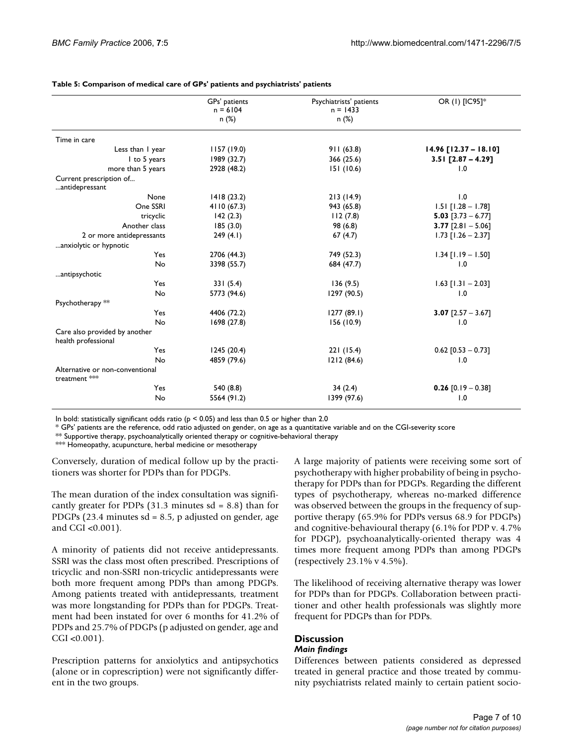**Table 5: Comparison of medical care of GPs' patients and psychiatrists' patients**

| | GPs' patients n = 6104 n (%) | Psychiatrists' patients n = 1433 n (%) | OR (1) [IC95]* |
|---|---|---|---|
| Time in care | | | |
| Less than 1 year | 1157 (19.0) | 911 (63.8) | **14.96 [12.37 – 18.10]** |
| 1 to 5 years | 1989 (32.7) | 366 (25.6) | **3.51 [2.87 – 4.29]** |
| more than 5 years | 2928 (48.2) | 151 (10.6) | 1.0 |
| Current prescription of... ...antidepressant | | | |
| None | 1418 (23.2) | 213 (14.9) | 1.0 |
| One SSRI | 4110 (67.3) | 943 (65.8) | 1.51 [1.28 – 1.78] |
| tricyclic | 142 (2.3) | 112 (7.8) | **5.03** [3.73 – 6.77] |
| Another class | 185 (3.0) | 98 (6.8) | **3.77** [2.81 – 5.06] |
| 2 or more antidepressants | 249 (4.1) | 67 (4.7) | 1.73 [1.26 – 2.37] |
| ...anxiolytic or hypnotic | | | |
| Yes | 2706 (44.3) | 749 (52.3) | 1.34 [1.19 – 1.50] |
| No | 3398 (55.7) | 684 (47.7) | 1.0 |
| ...antipsychotic | | | |
| Yes | 331 (5.4) | 136 (9.5) | 1.63 [1.31 – 2.03] |
| No | 5773 (94.6) | 1297 (90.5) | 1.0 |
| Psychotherapy ** | | | |
| Yes | 4406 (72.2) | 1277 (89.1) | **3.07** [2.57 – 3.67] |
| No | 1698 (27.8) | 156 (10.9) | 1.0 |
| Care also provided by another health professional | | | |
| Yes | 1245 (20.4) | 221 (15.4) | 0.62 [0.53 – 0.73] |
| No | 4859 (79.6) | 1212 (84.6) | 1.0 |
| Alternative or non-conventional treatment *** | | | |
| Yes | 540 (8.8) | 34 (2.4) | **0.26** [0.19 – 0.38] |
| No | 5564 (91.2) | 1399 (97.6) | 1.0 |

In bold: statistically significant odds ratio ($p < 0.05$) and less than 0.5 or higher than 2.0

* GPs' patients are the reference, odd ratio adjusted on gender, on age as a quantitative variable and on the CGI-severity score

** Supportive therapy, psychoanalytically oriented therapy or cognitive-behavioral therapy

*** Homeopathy, acupuncture, herbal medicine or mesotherapy

Conversely, duration of medical follow up by the practitioners was shorter for PDPs than for PDGPs.

The mean duration of the index consultation was significantly greater for PDPs (31.3 minutes sd = 8.8) than for PDGPs (23.4 minutes sd = 8.5, p adjusted on gender, age and CGI <0.001).

A minority of patients did not receive antidepressants. SSRI was the class most often prescribed. Prescriptions of tricyclic and non-SSRI non-tricyclic antidepressants were both more frequent among PDPs than among PDGPs. Among patients treated with antidepressants, treatment was more longstanding for PDPs than for PDGPs. Treatment had been instated for over 6 months for 41.2% of PDPs and 25.7% of PDGPs (p adjusted on gender, age and CGI <0.001).

Prescription patterns for anxiolytics and antipsychotics (alone or in coprescription) were not significantly different in the two groups.

A large majority of patients were receiving some sort of psychotherapy with higher probability of being in psychotherapy for PDPs than for PDGPs. Regarding the different types of psychotherapy, whereas no-marked difference was observed between the groups in the frequency of supportive therapy (65.9% for PDPs versus 68.9 for PDGPs) and cognitive-behavioural therapy (6.1% for PDP v. 4.7% for PDGP), psychoanalytically-oriented therapy was 4 times more frequent among PDPs than among PDGPs (respectively 23.1% v 4.5%).

The likelihood of receiving alternative therapy was lower for PDPs than for PDGPs. Collaboration between practitioner and other health professionals was slightly more frequent for PDGPs than for PDPs.

## Discussion

### *Main findings*

Differences between patients considered as depressed treated in general practice and those treated by community psychiatrists related mainly to certain patient socio-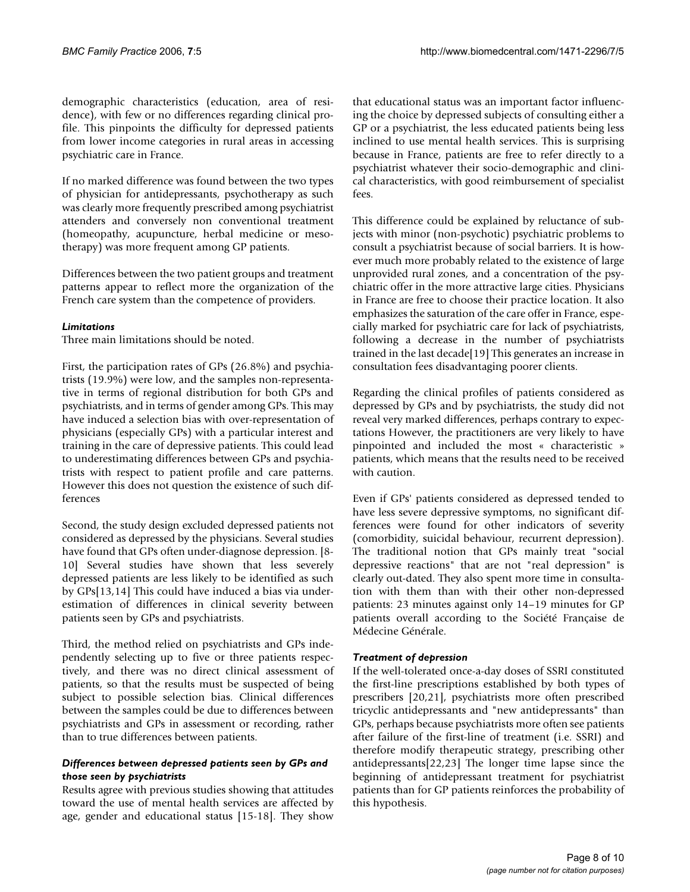demographic characteristics (education, area of residence), with few or no differences regarding clinical profile. This pinpoints the difficulty for depressed patients from lower income categories in rural areas in accessing psychiatric care in France.

If no marked difference was found between the two types of physician for antidepressants, psychotherapy as such was clearly more frequently prescribed among psychiatrist attenders and conversely non conventional treatment (homeopathy, acupuncture, herbal medicine or mesotherapy) was more frequent among GP patients.

Differences between the two patient groups and treatment patterns appear to reflect more the organization of the French care system than the competence of providers.

### *Limitations*

Three main limitations should be noted.

First, the participation rates of GPs (26.8%) and psychiatrists (19.9%) were low, and the samples non-representative in terms of regional distribution for both GPs and psychiatrists, and in terms of gender among GPs. This may have induced a selection bias with over-representation of physicians (especially GPs) with a particular interest and training in the care of depressive patients. This could lead to underestimating differences between GPs and psychiatrists with respect to patient profile and care patterns. However this does not question the existence of such differences

Second, the study design excluded depressed patients not considered as depressed by the physicians. Several studies have found that GPs often under-diagnose depression. [8-10] Several studies have shown that less severely depressed patients are less likely to be identified as such by GPs[13,14] This could have induced a bias via underestimation of differences in clinical severity between patients seen by GPs and psychiatrists.

Third, the method relied on psychiatrists and GPs independently selecting up to five or three patients respectively, and there was no direct clinical assessment of patients, so that the results must be suspected of being subject to possible selection bias. Clinical differences between the samples could be due to differences between psychiatrists and GPs in assessment or recording, rather than to true differences between patients.

### *Differences between depressed patients seen by GPs and those seen by psychiatrists*

Results agree with previous studies showing that attitudes toward the use of mental health services are affected by age, gender and educational status [15-18]. They show that educational status was an important factor influencing the choice by depressed subjects of consulting either a GP or a psychiatrist, the less educated patients being less inclined to use mental health services. This is surprising because in France, patients are free to refer directly to a psychiatrist whatever their socio-demographic and clinical characteristics, with good reimbursement of specialist fees.

This difference could be explained by reluctance of subjects with minor (non-psychotic) psychiatric problems to consult a psychiatrist because of social barriers. It is however much more probably related to the existence of large unprovided rural zones, and a concentration of the psychiatric offer in the more attractive large cities. Physicians in France are free to choose their practice location. It also emphasizes the saturation of the care offer in France, especially marked for psychiatric care for lack of psychiatrists, following a decrease in the number of psychiatrists trained in the last decade[19] This generates an increase in consultation fees disadvantaging poorer clients.

Regarding the clinical profiles of patients considered as depressed by GPs and by psychiatrists, the study did not reveal very marked differences, perhaps contrary to expectations However, the practitioners are very likely to have pinpointed and included the most « characteristic » patients, which means that the results need to be received with caution.

Even if GPs' patients considered as depressed tended to have less severe depressive symptoms, no significant differences were found for other indicators of severity (comorbidity, suicidal behaviour, recurrent depression). The traditional notion that GPs mainly treat "social depressive reactions" that are not "real depression" is clearly out-dated. They also spent more time in consultation with them than with their other non-depressed patients: 23 minutes against only 14–19 minutes for GP patients overall according to the Société Française de Médecine Générale.

### *Treatment of depression*

If the well-tolerated once-a-day doses of SSRI constituted the first-line prescriptions established by both types of prescribers [20,21], psychiatrists more often prescribed tricyclic antidepressants and "new antidepressants" than GPs, perhaps because psychiatrists more often see patients after failure of the first-line of treatment (i.e. SSRI) and therefore modify therapeutic strategy, prescribing other antidepressants[22,23] The longer time lapse since the beginning of antidepressant treatment for psychiatrist patients than for GP patients reinforces the probability of this hypothesis.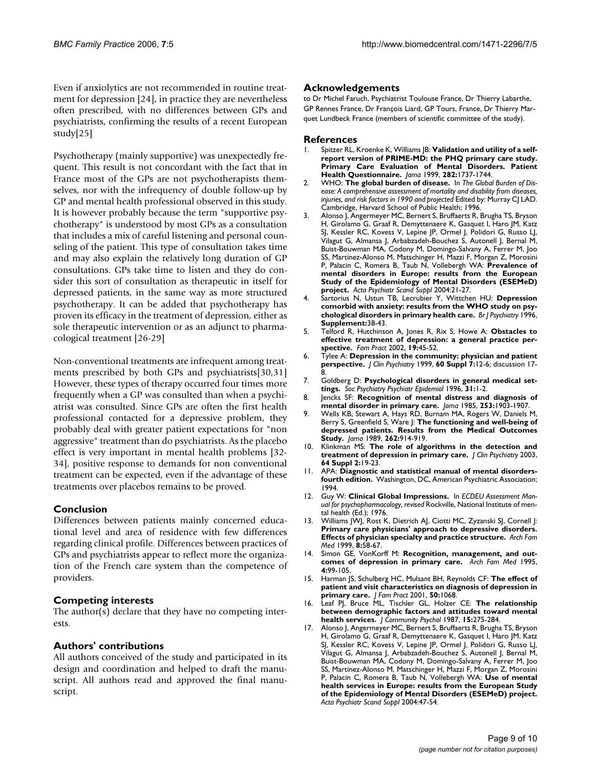Even if anxiolytics are not recommended in routine treatment for depression [24], in practice they are nevertheless often prescribed, with no differences between GPs and psychiatrists, confirming the results of a recent European study[25]

Psychotherapy (mainly supportive) was unexpectedly frequent. This result is not concordant with the fact that in France most of the GPs are not psychotherapists themselves, nor with the infrequency of double follow-up by GP and mental health professional observed in this study. It is however probably because the term "supportive psychotherapy" is understood by most GPs as a consultation that includes a mix of careful listening and personal counseling of the patient. This type of consultation takes time and may also explain the relatively long duration of GP consultations. GPs take time to listen and they do consider this sort of consultation as therapeutic in itself for depressed patients, in the same way as more structured psychotherapy. It can be added that psychotherapy has proven its efficacy in the treatment of depression, either as sole therapeutic intervention or as an adjunct to pharmacological treatment [26-29]

Non-conventional treatments are infrequent among treatments prescribed by both GPs and psychiatrists[30,31] However, these types of therapy occurred four times more frequently when a GP was consulted than when a psychiatrist was consulted. Since GPs are often the first health professional contacted for a depressive problem, they probably deal with greater patient expectations for "non aggressive" treatment than do psychiatrists. As the placebo effect is very important in mental health problems [32-34], positive response to demands for non conventional treatment can be expected, even if the advantage of these treatments over placebos remains to be proved.

## Conclusion

Differences between patients mainly concerned educational level and area of residence with few differences regarding clinical profile. Differences between practices of GPs and psychiatrists appear to reflect more the organization of the French care system than the competence of providers.

## Competing interests

The author(s) declare that they have no competing interests.

## Authors' contributions

All authors conceived of the study and participated in its design and coordination and helped to draft the manuscript. All authors read and approved the final manuscript.

## Acknowledgements

to Dr Michel Faruch, Psychiatrist Toulouse France, Dr Thierry Labarthe, GP Rennes France, Dr François Liard, GP Tours, France, Dr Thierry Marquet Lundbeck France (members of scientific committee of the study).

## References

1. Spitzer RL, Kroenke K, Williams JB: **Validation and utility of a self-report version of PRIME-MD: the PHQ primary care study. Primary Care Evaluation of Mental Disorders. Patient Health Questionnaire.** *Jama* 1999, **282:**1737-1744.
2. WHO: **The global burden of disease.** In *The Global Burden of Disease: A comprehensive assessment of mortality and disability from diseases, injuries, and risk factors in 1990 and projected* Edited by: Murray CJ LAD. Cambridge, Harvard School of Public Health; 1996.
3. Alonso J, Angermeyer MC, Bernert S, Bruffaerts R, Brugha TS, Bryson H, Girolamo G, Graaf R, Demyttenaere K, Gasquet I, Haro JM, Katz SJ, Kessler RC, Kovess V, Lepine JP, Ormel J, Polidori G, Russo LJ, Vilagut G, Almansa J, Arbabzadeh-Bouchez S, Autonell J, Bernal M, Buist-Bouwman MA, Codony M, Domingo-Salvany A, Ferrer M, Joo SS, Martinez-Alonso M, Matschinger H, Mazzi F, Morgan Z, Morosini P, Palacin C, Romera B, Taub N, Vollebergh WA: **Prevalence of mental disorders in Europe: results from the European Study of the Epidemiology of Mental Disorders (ESEMeD) project.** *Acta Psychiatr Scand Suppl* 2004:21-27.
4. Sartorius N, Ustun TB, Lecrubier Y, Wittchen HU: **Depression comorbid with anxiety: results from the WHO study on psychological disorders in primary health care.** *Br J Psychiatry* 1996, **Supplement:**38-43.
5. Telford R, Hutchinson A, Jones R, Rix S, Howe A: **Obstacles to effective treatment of depression: a general practice perspective.** *Fam Pract* 2002, **19:**45-52.
6. Tylee A: **Depression in the community: physician and patient perspective.** *J Clin Psychiatry* 1999, **60 Suppl 7:**12-6; discussion 17-8.
7. Goldberg D: **Psychological disorders in general medical settings.** *Soc Psychiatry Psychiatr Epidemiol* 1996, **31:**1-2.
8. Jencks SF: **Recognition of mental distress and diagnosis of mental disorder in primary care.** *Jama* 1985, **253:**1903-1907.
9. Wells KB, Stewart A, Hays RD, Burnam MA, Rogers W, Daniels M, Berry S, Greenfield S, Ware J: **The functioning and well-being of depressed patients. Results from the Medical Outcomes Study.** *Jama* 1989, **262:**914-919.
10. Klinkman MS: **The role of algorithms in the detection and treatment of depression in primary care.** *J Clin Psychiatry* 2003, **64 Suppl 2:**19-23.
11. APA: **Diagnostic and statistical manual of mental disorders-fourth edition.** Washington, DC, American Psychiatric Association; 1994.
12. Guy W: **Clinical Global Impressions.** In *ECDEU Assessment Manual for psychopharmacology, revised* Rockville, National Institute of mental health (Ed.); 1976.
13. Williams JWJ, Rost K, Dietrich AJ, Ciotti MC, Zyzanski SJ, Cornell J: **Primary care physicians' approach to depressive disorders. Effects of physician specialty and practice structure.** *Arch Fam Med* 1999, **8:**58-67.
14. Simon GE, VonKorff M: **Recognition, management, and outcomes of depression in primary care.** *Arch Fam Med* 1995, **4:**99-105.
15. Harman JS, Schulberg HC, Mulsant BH, Reynolds CF: **The effect of patient and visit characteristics on diagnosis of depression in primary care.** *J Fam Pract* 2001, **50:**1068.
16. Leaf PJ, Bruce ML, Tischler GL, Holzer CE: **The relationship between demographic factors and attitudes toward mental health services.** *J Community Psychol* 1987, **15:**275-284.
17. Alonso J, Angermeyer MC, Bernert S, Bruffaerts R, Brugha TS, Bryson H, Girolamo G, Graaf R, Demyttenaere K, Gasquet I, Haro JM, Katz SJ, Kessler RC, Kovess V, Lepine JP, Ormel J, Polidori G, Russo LJ, Vilagut G, Almansa J, Arbabzadeh-Bouchez S, Autonell J, Bernal M, Buist-Bouwman MA, Codony M, Domingo-Salvany A, Ferrer M, Joo SS, Martinez-Alonso M, Matschinger H, Mazzi F, Morgan Z, Morosini P, Palacin C, Romera B, Taub N, Vollebergh WA: **Use of mental health services in Europe: results from the European Study of the Epidemiology of Mental Disorders (ESEMeD) project.** *Acta Psychiatr Scand Suppl* 2004:47-54.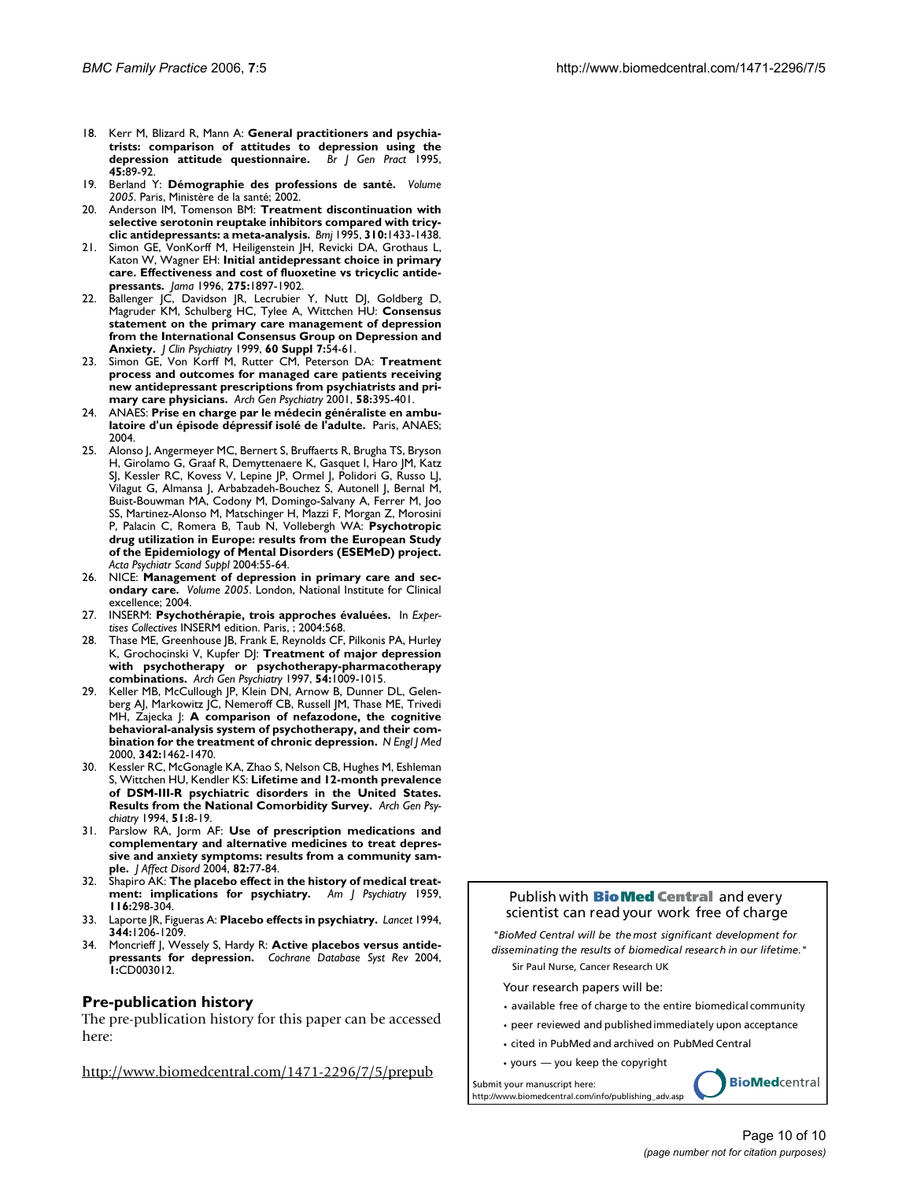18. Kerr M, Blizard R, Mann A: **General practitioners and psychiatrists: comparison of attitudes to depression using the depression attitude questionnaire.** *Br J Gen Pract* 1995, **45:**89-92.
19. Berland Y: **Démographie des professions de santé.** *Volume 2005*. Paris, Ministère de la santé; 2002.
20. Anderson IM, Tomenson BM: **Treatment discontinuation with selective serotonin reuptake inhibitors compared with tricyclic antidepressants: a meta-analysis.** *Bmj* 1995, **310:**1433-1438.
21. Simon GE, VonKorff M, Heiligenstein JH, Revicki DA, Grothaus L, Katon W, Wagner EH: **Initial antidepressant choice in primary care. Effectiveness and cost of fluoxetine vs tricyclic antidepressants.** *Jama* 1996, **275:**1897-1902.
22. Ballenger JC, Davidson JR, Lecrubier Y, Nutt DJ, Goldberg D, Magruder KM, Schulberg HC, Tylee A, Wittchen HU: **Consensus statement on the primary care management of depression from the International Consensus Group on Depression and Anxiety.** *J Clin Psychiatry* 1999, **60 Suppl 7:**54-61.
23. Simon GE, Von Korff M, Rutter CM, Peterson DA: **Treatment process and outcomes for managed care patients receiving new antidepressant prescriptions from psychiatrists and primary care physicians.** *Arch Gen Psychiatry* 2001, **58:**395-401.
24. ANAES: **Prise en charge par le médecin généraliste en ambulatoire d'un épisode dépressif isolé de l'adulte.** Paris, ANAES; 2004.
25. Alonso J, Angermeyer MC, Bernert S, Bruffaerts R, Brugha TS, Bryson H, Girolamo G, Graaf R, Demyttenaere K, Gasquet I, Haro JM, Katz SJ, Kessler RC, Kovess V, Lepine JP, Ormel J, Polidori G, Russo LJ, Vilagut G, Almansa J, Arbabzadeh-Bouchez S, Autonell J, Bernal M, Buist-Bouwman MA, Codony M, Domingo-Salvany A, Ferrer M, Joo SS, Martinez-Alonso M, Matschinger H, Mazzi F, Morgan Z, Morosini P, Palacin C, Romera B, Taub N, Vollebergh WA: **Psychotropic drug utilization in Europe: results from the European Study of the Epidemiology of Mental Disorders (ESEMeD) project.** *Acta Psychiatr Scand Suppl* 2004:55-64.
26. NICE: **Management of depression in primary care and secondary care.** *Volume 2005*. London, National Institute for Clinical excellence; 2004.
27. INSERM: **Psychothérapie, trois approches évaluées.** In *Expertises Collectives* INSERM edition. Paris, ; 2004:568.
28. Thase ME, Greenhouse JB, Frank E, Reynolds CF, Pilkonis PA, Hurley K, Grochocinski V, Kupfer DJ: **Treatment of major depression with psychotherapy or psychotherapy-pharmacotherapy combinations.** *Arch Gen Psychiatry* 1997, **54:**1009-1015.
29. Keller MB, McCullough JP, Klein DN, Arnow B, Dunner DL, Gelenberg AJ, Markowitz JC, Nemeroff CB, Russell JM, Thase ME, Trivedi MH, Zajecka J: **A comparison of nefazodone, the cognitive behavioral-analysis system of psychotherapy, and their combination for the treatment of chronic depression.** *N Engl J Med* 2000, **342:**1462-1470.
30. Kessler RC, McGonagle KA, Zhao S, Nelson CB, Hughes M, Eshleman S, Wittchen HU, Kendler KS: **Lifetime and 12-month prevalence of DSM-III-R psychiatric disorders in the United States. Results from the National Comorbidity Survey.** *Arch Gen Psychiatry* 1994, **51:**8-19.
31. Parslow RA, Jorm AF: **Use of prescription medications and complementary and alternative medicines to treat depressive and anxiety symptoms: results from a community sample.** *J Affect Disord* 2004, **82:**77-84.
32. Shapiro AK: **The placebo effect in the history of medical treatment: implications for psychiatry.** *Am J Psychiatry* 1959, **116:**298-304.
33. Laporte JR, Figueras A: **Placebo effects in psychiatry.** *Lancet* 1994, **344:**1206-1209.
34. Moncrieff J, Wessely S, Hardy R: **Active placebos versus antidepressants for depression.** *Cochrane Database Syst Rev* 2004, **1:**CD003012.

## Pre-publication history

The pre-publication history for this paper can be accessed here:

http://www.biomedcentral.com/1471-2296/7/5/prepub

Publish with **BioMed Central** and every scientist can read your work free of charge

*"BioMed Central will be the most significant development for disseminating the results of biomedical research in our lifetime."*
Sir Paul Nurse, Cancer Research UK

Your research papers will be:

- available free of charge to the entire biomedical community
- peer reviewed and published immediately upon acceptance
- cited in PubMed and archived on PubMed Central
- yours — you keep the copyright

Submit your manuscript here:
http://www.biomedcentral.com/info/publishing_adv.asp

BioMedcentral